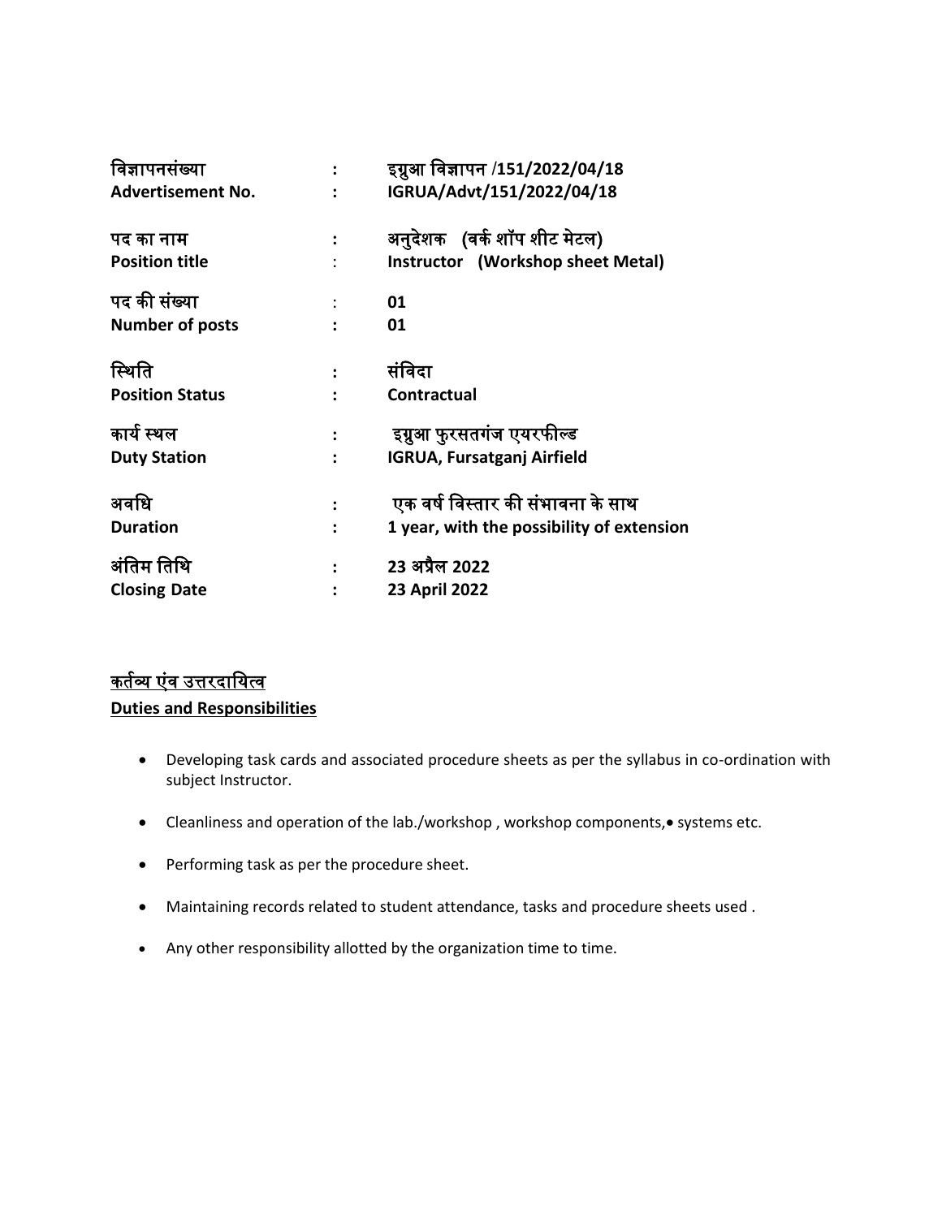| | | |
|---|---|---|
| **विज्ञापनसंख्या** | **:** | **इग्रुआ विज्ञापन /151/2022/04/18** |
| **Advertisement No.** | **:** | **IGRUA/Advt/151/2022/04/18** |
| **पद का नाम** | **:** | **अनुदेशक (वर्क शॉप शीट मेटल)** |
| **Position title** | : | **Instructor (Workshop sheet Metal)** |
| **पद की संख्या** | : | **01** |
| **Number of posts** | **:** | **01** |
| **स्थिति** | **:** | **संविदा** |
| **Position Status** | **:** | **Contractual** |
| **कार्य स्थल** | **:** | **इग्रुआ फुरसतगंज एयरफील्ड** |
| **Duty Station** | **:** | **IGRUA, Fursatganj Airfield** |
| **अवधि** | **:** | **एक वर्ष विस्तार की संभावना के साथ** |
| **Duration** | **:** | **1 year, with the possibility of extension** |
| **अंतिम तिथि** | **:** | **23 अप्रैल 2022** |
| **Closing Date** | **:** | **23 April 2022** |

**<u>कर्तव्य एंव उत्तरदायित्व</u>**

**<u>Duties and Responsibilities</u>**

- Developing task cards and associated procedure sheets as per the syllabus in co-ordination with subject Instructor.
- Cleanliness and operation of the lab./workshop , workshop components,• systems etc.
- Performing task as per the procedure sheet.
- Maintaining records related to student attendance, tasks and procedure sheets used .
- Any other responsibility allotted by the organization time to time.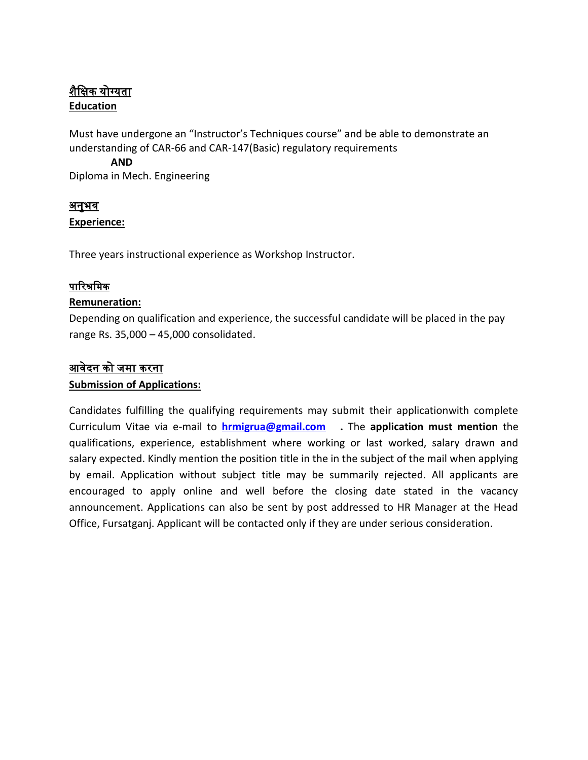**शैक्षिक योग्यता**
**Education**

Must have undergone an "Instructor's Techniques course" and be able to demonstrate an understanding of CAR-66 and CAR-147(Basic) regulatory requirements

**AND**

Diploma in Mech. Engineering

**अनुभव**
**Experience:**

Three years instructional experience as Workshop Instructor.

**पारिश्रमिक**
**Remuneration:**

Depending on qualification and experience, the successful candidate will be placed in the pay range Rs. 35,000 – 45,000 consolidated.

**आवेदन को जमा करना**
**Submission of Applications:**

Candidates fulfilling the qualifying requirements may submit their applicationwith complete Curriculum Vitae via e-mail to **hrmigrua@gmail.com** **.** The **application must mention** the qualifications, experience, establishment where working or last worked, salary drawn and salary expected. Kindly mention the position title in the in the subject of the mail when applying by email. Application without subject title may be summarily rejected. All applicants are encouraged to apply online and well before the closing date stated in the vacancy announcement. Applications can also be sent by post addressed to HR Manager at the Head Office, Fursatganj. Applicant will be contacted only if they are under serious consideration.